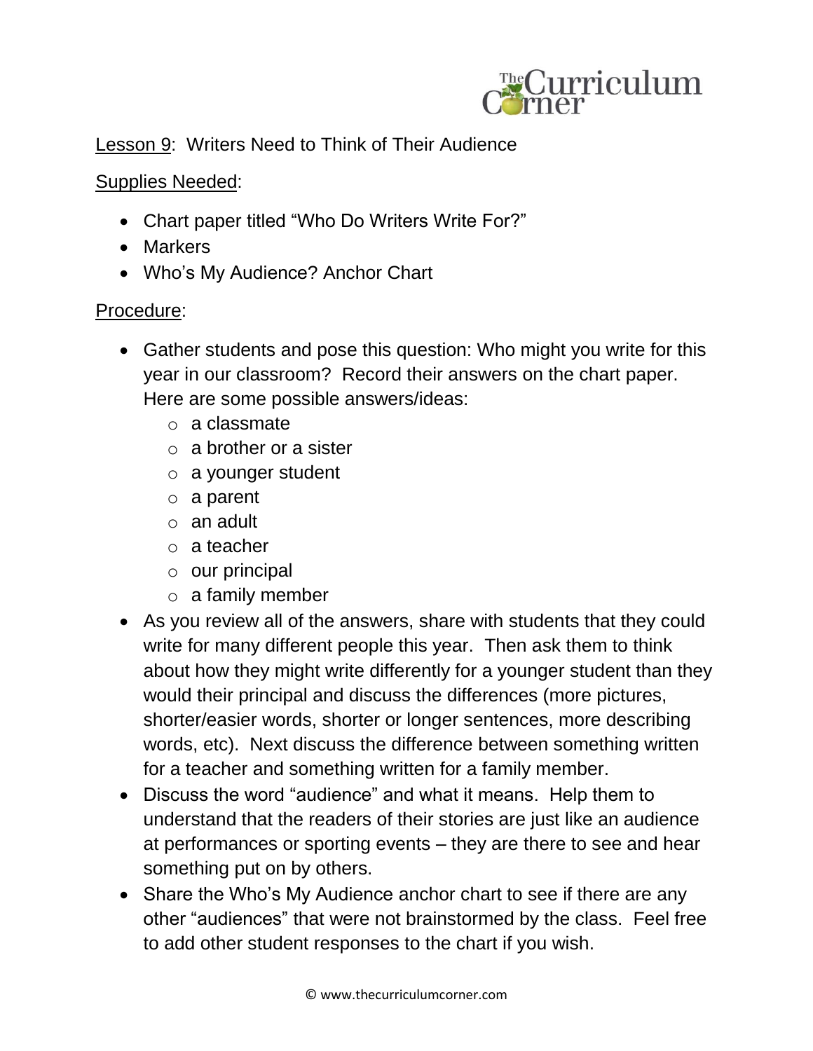Lesson 9: Writers Need to Think of Their Audience

Supplies Needed:

- Chart paper titled "Who Do Writers Write For?"
- Markers
- Who's My Audience? Anchor Chart

Procedure:

- Gather students and pose this question: Who might you write for this year in our classroom? Record their answers on the chart paper. Here are some possible answers/ideas:
  - a classmate
  - a brother or a sister
  - a younger student
  - a parent
  - an adult
  - a teacher
  - our principal
  - a family member
- As you review all of the answers, share with students that they could write for many different people this year. Then ask them to think about how they might write differently for a younger student than they would their principal and discuss the differences (more pictures, shorter/easier words, shorter or longer sentences, more describing words, etc). Next discuss the difference between something written for a teacher and something written for a family member.
- Discuss the word "audience" and what it means. Help them to understand that the readers of their stories are just like an audience at performances or sporting events – they are there to see and hear something put on by others.
- Share the Who's My Audience anchor chart to see if there are any other "audiences" that were not brainstormed by the class. Feel free to add other student responses to the chart if you wish.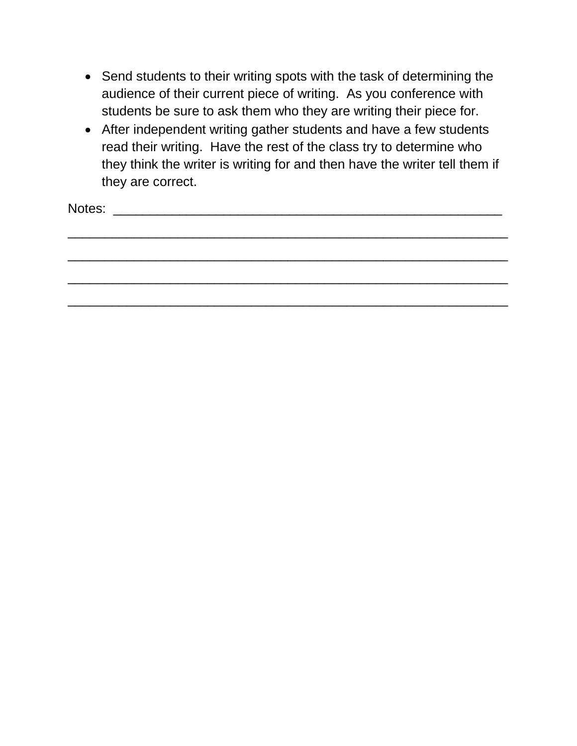- Send students to their writing spots with the task of determining the audience of their current piece of writing.  As you conference with students be sure to ask them who they are writing their piece for.
- After independent writing gather students and have a few students read their writing.  Have the rest of the class try to determine who they think the writer is writing for and then have the writer tell them if they are correct.

Notes: ______________________________________________________

______________________________________________________________

______________________________________________________________

______________________________________________________________

______________________________________________________________